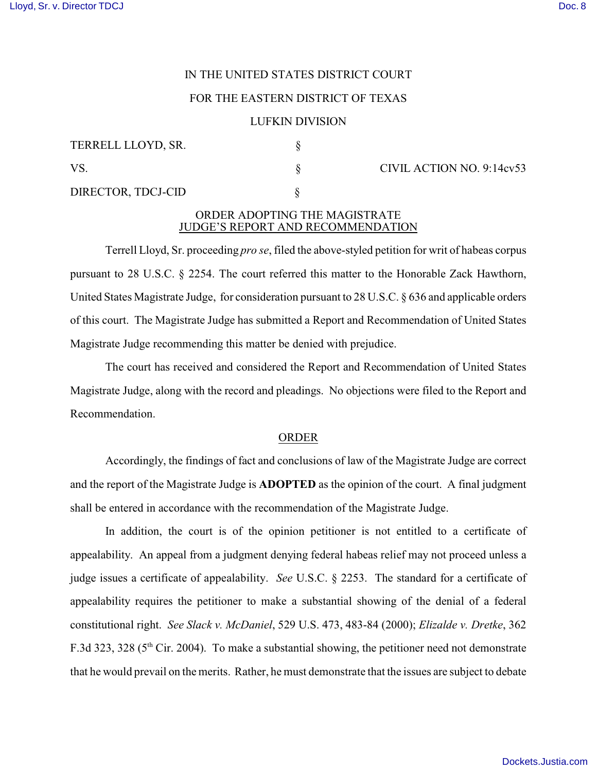IN THE UNITED STATES DISTRICT COURT

FOR THE EASTERN DISTRICT OF TEXAS

LUFKIN DIVISION

| | | |
|---|---|---|
| TERRELL LLOYD, SR. | § | |
| VS. | § | CIVIL ACTION NO. 9:14cv53 |
| DIRECTOR, TDCJ-CID | § | |

ORDER ADOPTING THE MAGISTRATE JUDGE'S REPORT AND RECOMMENDATION

Terrell Lloyd, Sr. proceeding *pro se*, filed the above-styled petition for writ of habeas corpus pursuant to 28 U.S.C. § 2254. The court referred this matter to the Honorable Zack Hawthorn, United States Magistrate Judge, for consideration pursuant to 28 U.S.C. § 636 and applicable orders of this court. The Magistrate Judge has submitted a Report and Recommendation of United States Magistrate Judge recommending this matter be denied with prejudice.

The court has received and considered the Report and Recommendation of United States Magistrate Judge, along with the record and pleadings. No objections were filed to the Report and Recommendation.

ORDER

Accordingly, the findings of fact and conclusions of law of the Magistrate Judge are correct and the report of the Magistrate Judge is **ADOPTED** as the opinion of the court. A final judgment shall be entered in accordance with the recommendation of the Magistrate Judge.

In addition, the court is of the opinion petitioner is not entitled to a certificate of appealability. An appeal from a judgment denying federal habeas relief may not proceed unless a judge issues a certificate of appealability. *See* U.S.C. § 2253. The standard for a certificate of appealability requires the petitioner to make a substantial showing of the denial of a federal constitutional right. *See Slack v. McDaniel*, 529 U.S. 473, 483-84 (2000); *Elizalde v. Dretke*, 362 F.3d 323, 328 (5th Cir. 2004). To make a substantial showing, the petitioner need not demonstrate that he would prevail on the merits. Rather, he must demonstrate that the issues are subject to debate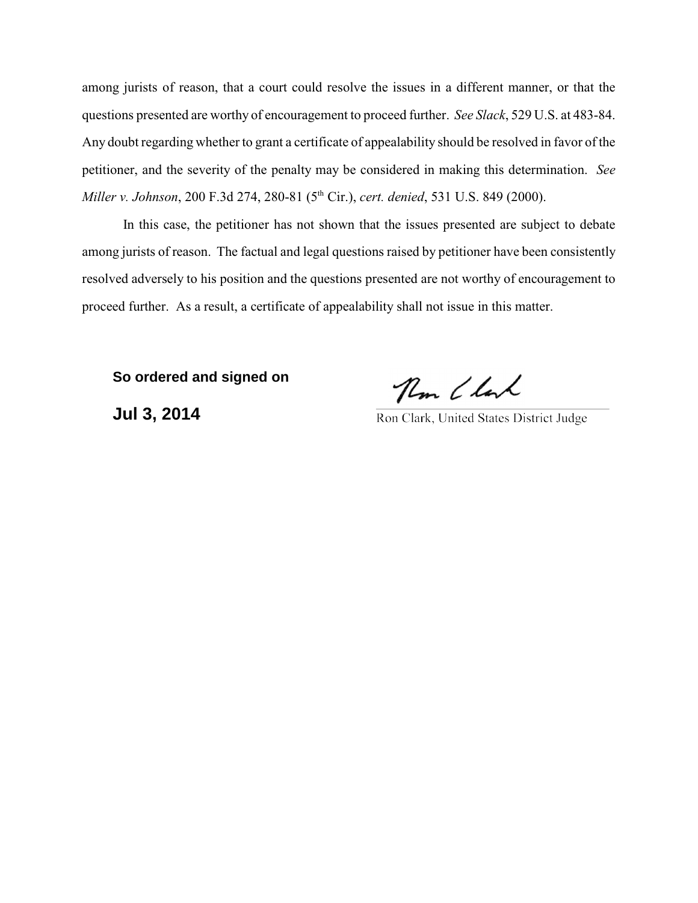among jurists of reason, that a court could resolve the issues in a different manner, or that the questions presented are worthy of encouragement to proceed further. *See Slack*, 529 U.S. at 483-84. Any doubt regarding whether to grant a certificate of appealability should be resolved in favor of the petitioner, and the severity of the penalty may be considered in making this determination. *See Miller v. Johnson*, 200 F.3d 274, 280-81 (5th Cir.), *cert. denied*, 531 U.S. 849 (2000).

In this case, the petitioner has not shown that the issues presented are subject to debate among jurists of reason. The factual and legal questions raised by petitioner have been consistently resolved adversely to his position and the questions presented are not worthy of encouragement to proceed further. As a result, a certificate of appealability shall not issue in this matter.

**So ordered and signed on**

**Jul 3, 2014**

Ron Clark, United States District Judge